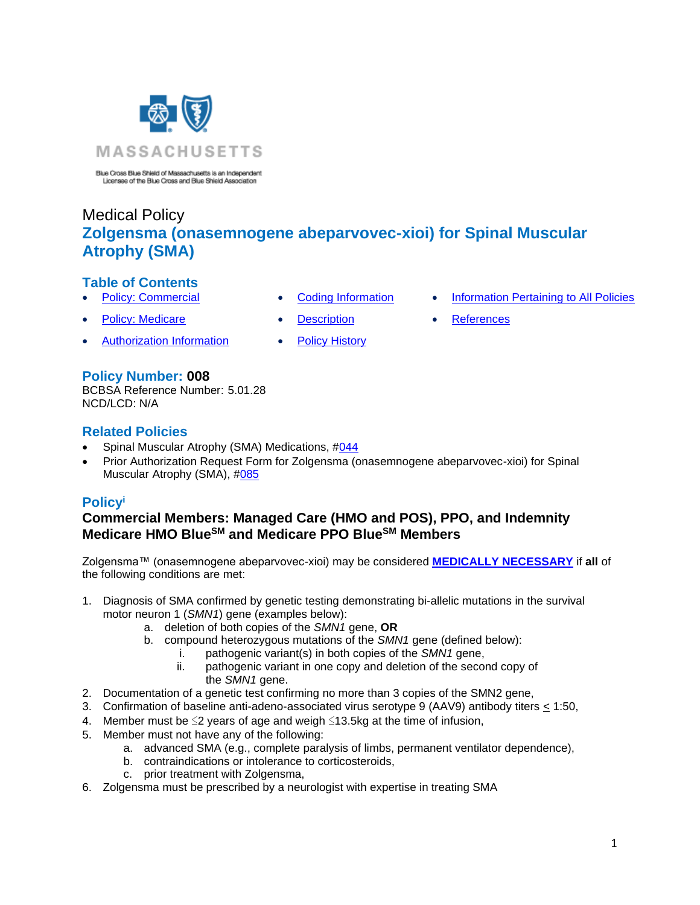MASSACHUSETTS

Blue Cross Blue Shield of Massachusetts is an Independent Licensee of the Blue Cross and Blue Shield Association

# Medical Policy

## Zolgensma (onasemnogene abeparvovec-xioi) for Spinal Muscular Atrophy (SMA)

### Table of Contents

- Policy: Commercial
- Policy: Medicare
- Authorization Information
- Coding Information
- Description
- Policy History
- Information Pertaining to All Policies
- References

### Policy Number: 008

BCBSA Reference Number: 5.01.28
NCD/LCD: N/A

### Related Policies

- Spinal Muscular Atrophy (SMA) Medications, #044
- Prior Authorization Request Form for Zolgensma (onasemnogene abeparvovec-xioi) for Spinal Muscular Atrophy (SMA), #085

### Policy[i]

**Commercial Members: Managed Care (HMO and POS), PPO, and Indemnity**
**Medicare HMO Blue[SM] and Medicare PPO Blue[SM] Members**

Zolgensma™ (onasemnogene abeparvovec-xioi) may be considered **MEDICALLY NECESSARY** if **all** of the following conditions are met:

1. Diagnosis of SMA confirmed by genetic testing demonstrating bi-allelic mutations in the survival motor neuron 1 (*SMN1*) gene (examples below):
   a. deletion of both copies of the *SMN1* gene, **OR**
   b. compound heterozygous mutations of the *SMN1* gene (defined below):
      i. pathogenic variant(s) in both copies of the *SMN1* gene,
      ii. pathogenic variant in one copy and deletion of the second copy of the *SMN1* gene.
2. Documentation of a genetic test confirming no more than 3 copies of the SMN2 gene,
3. Confirmation of baseline anti-adeno-associated virus serotype 9 (AAV9) antibody titers ≤ 1:50,
4. Member must be ≤2 years of age and weigh ≤13.5kg at the time of infusion,
5. Member must not have any of the following:
   a. advanced SMA (e.g., complete paralysis of limbs, permanent ventilator dependence),
   b. contraindications or intolerance to corticosteroids,
   c. prior treatment with Zolgensma,
6. Zolgensma must be prescribed by a neurologist with expertise in treating SMA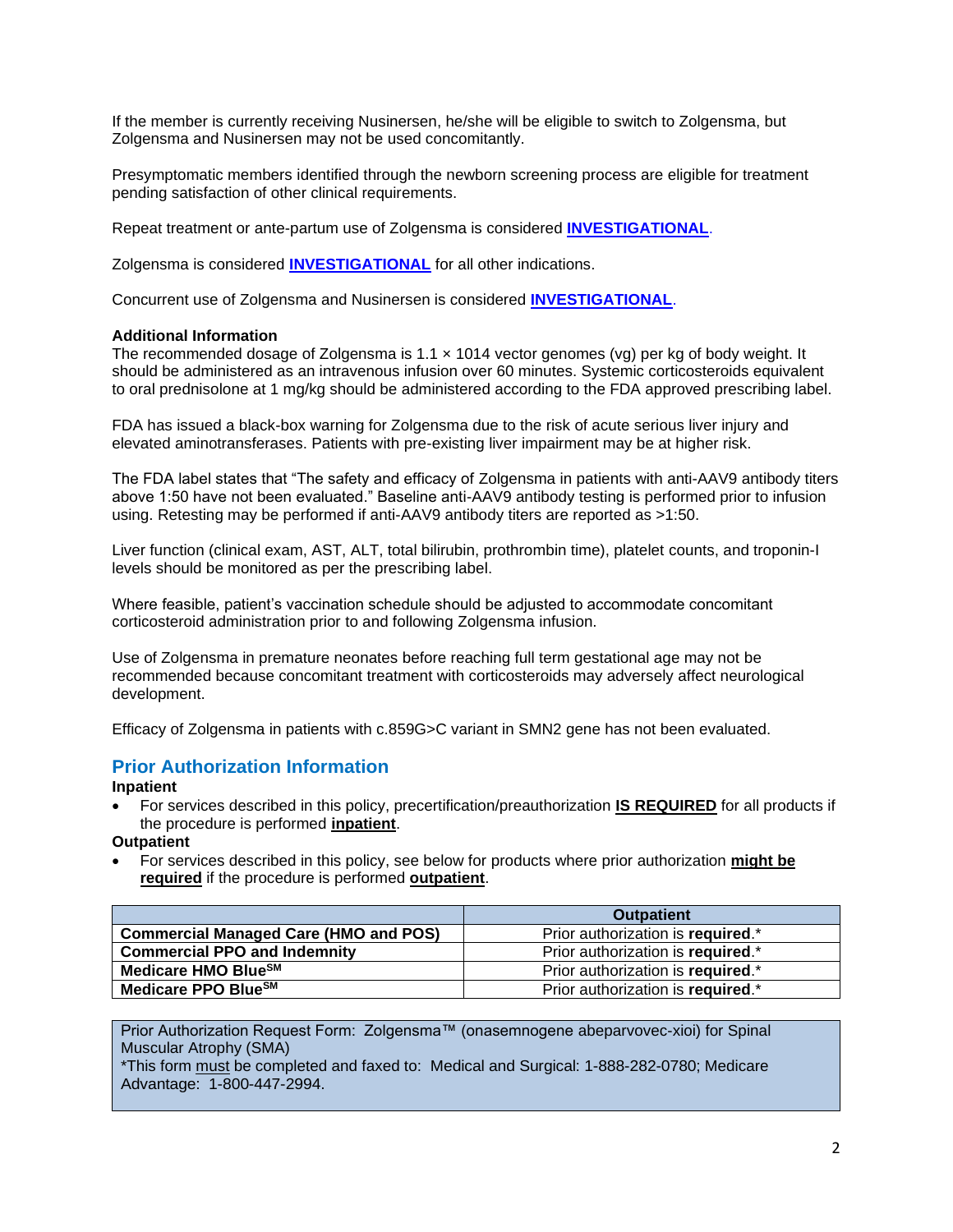If the member is currently receiving Nusinersen, he/she will be eligible to switch to Zolgensma, but Zolgensma and Nusinersen may not be used concomitantly.

Presymptomatic members identified through the newborn screening process are eligible for treatment pending satisfaction of other clinical requirements.

Repeat treatment or ante-partum use of Zolgensma is considered **INVESTIGATIONAL**.

Zolgensma is considered **INVESTIGATIONAL** for all other indications.

Concurrent use of Zolgensma and Nusinersen is considered **INVESTIGATIONAL**.

**Additional Information**

The recommended dosage of Zolgensma is 1.1 × 1014 vector genomes (vg) per kg of body weight. It should be administered as an intravenous infusion over 60 minutes. Systemic corticosteroids equivalent to oral prednisolone at 1 mg/kg should be administered according to the FDA approved prescribing label.

FDA has issued a black-box warning for Zolgensma due to the risk of acute serious liver injury and elevated aminotransferases. Patients with pre-existing liver impairment may be at higher risk.

The FDA label states that "The safety and efficacy of Zolgensma in patients with anti-AAV9 antibody titers above 1:50 have not been evaluated." Baseline anti-AAV9 antibody testing is performed prior to infusion using. Retesting may be performed if anti-AAV9 antibody titers are reported as >1:50.

Liver function (clinical exam, AST, ALT, total bilirubin, prothrombin time), platelet counts, and troponin-I levels should be monitored as per the prescribing label.

Where feasible, patient's vaccination schedule should be adjusted to accommodate concomitant corticosteroid administration prior to and following Zolgensma infusion.

Use of Zolgensma in premature neonates before reaching full term gestational age may not be recommended because concomitant treatment with corticosteroids may adversely affect neurological development.

Efficacy of Zolgensma in patients with c.859G>C variant in SMN2 gene has not been evaluated.

## Prior Authorization Information

**Inpatient**

- For services described in this policy, precertification/preauthorization **IS REQUIRED** for all products if the procedure is performed **inpatient**.

**Outpatient**

- For services described in this policy, see below for products where prior authorization **might be required** if the procedure is performed **outpatient**.

| | Outpatient |
|---|---|
| **Commercial Managed Care (HMO and POS)** | Prior authorization is **required**.* |
| **Commercial PPO and Indemnity** | Prior authorization is **required**.* |
| **Medicare HMO Blue℠** | Prior authorization is **required**.* |
| **Medicare PPO Blue℠** | Prior authorization is **required**.* |

Prior Authorization Request Form: Zolgensma™ (onasemnogene abeparvovec-xioi) for Spinal Muscular Atrophy (SMA)
*This form must be completed and faxed to: Medical and Surgical: 1-888-282-0780; Medicare Advantage: 1-800-447-2994.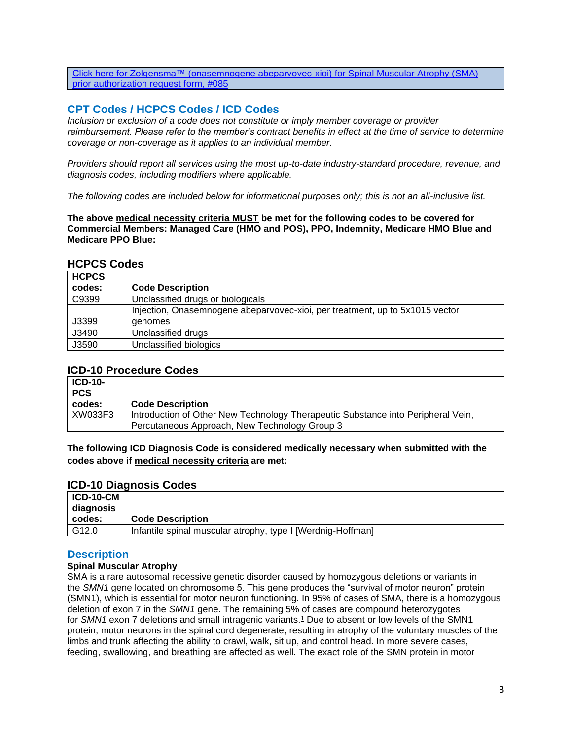[Click here for Zolgensma™ (onasemnogene abeparvovec-xioi) for Spinal Muscular Atrophy (SMA) prior authorization request form, #085]

## CPT Codes / HCPCS Codes / ICD Codes

*Inclusion or exclusion of a code does not constitute or imply member coverage or provider reimbursement. Please refer to the member's contract benefits in effect at the time of service to determine coverage or non-coverage as it applies to an individual member.*

*Providers should report all services using the most up-to-date industry-standard procedure, revenue, and diagnosis codes, including modifiers where applicable.*

*The following codes are included below for informational purposes only; this is not an all-inclusive list.*

**The above medical necessity criteria MUST be met for the following codes to be covered for Commercial Members: Managed Care (HMO and POS), PPO, Indemnity, Medicare HMO Blue and Medicare PPO Blue:**

### HCPCS Codes

| HCPCS codes: | Code Description |
|---|---|
| C9399 | Unclassified drugs or biologicals |
| J3399 | Injection, Onasemnogene abeparvovec-xioi, per treatment, up to 5x1015 vector genomes |
| J3490 | Unclassified drugs |
| J3590 | Unclassified biologics |

### ICD-10 Procedure Codes

| ICD-10-PCS codes: | Code Description |
|---|---|
| XW033F3 | Introduction of Other New Technology Therapeutic Substance into Peripheral Vein, Percutaneous Approach, New Technology Group 3 |

**The following ICD Diagnosis Code is considered medically necessary when submitted with the codes above if medical necessity criteria are met:**

### ICD-10 Diagnosis Codes

| ICD-10-CM diagnosis codes: | Code Description |
|---|---|
| G12.0 | Infantile spinal muscular atrophy, type I [Werdnig-Hoffman] |

## Description

**Spinal Muscular Atrophy**

SMA is a rare autosomal recessive genetic disorder caused by homozygous deletions or variants in the *SMN1* gene located on chromosome 5. This gene produces the "survival of motor neuron" protein (SMN1), which is essential for motor neuron functioning. In 95% of cases of SMA, there is a homozygous deletion of exon 7 in the *SMN1* gene. The remaining 5% of cases are compound heterozygotes for *SMN1* exon 7 deletions and small intragenic variants.[1] Due to absent or low levels of the SMN1 protein, motor neurons in the spinal cord degenerate, resulting in atrophy of the voluntary muscles of the limbs and trunk affecting the ability to crawl, walk, sit up, and control head. In more severe cases, feeding, swallowing, and breathing are affected as well. The exact role of the SMN protein in motor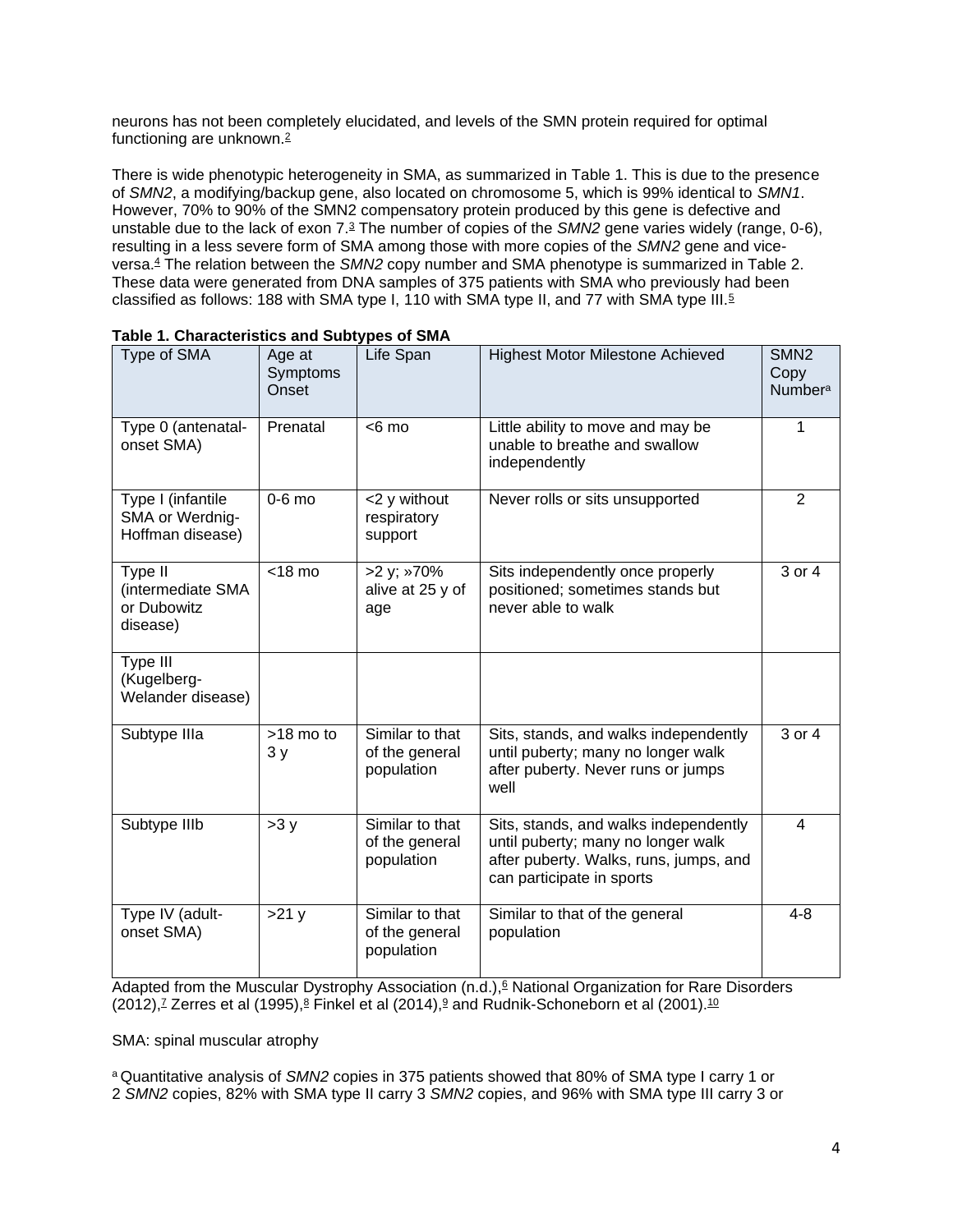neurons has not been completely elucidated, and levels of the SMN protein required for optimal functioning are unknown.[2]

There is wide phenotypic heterogeneity in SMA, as summarized in Table 1. This is due to the presence of *SMN2*, a modifying/backup gene, also located on chromosome 5, which is 99% identical to *SMN1*. However, 70% to 90% of the SMN2 compensatory protein produced by this gene is defective and unstable due to the lack of exon 7.[3] The number of copies of the *SMN2* gene varies widely (range, 0-6), resulting in a less severe form of SMA among those with more copies of the *SMN2* gene and vice-versa.[4] The relation between the *SMN2* copy number and SMA phenotype is summarized in Table 2. These data were generated from DNA samples of 375 patients with SMA who previously had been classified as follows: 188 with SMA type I, 110 with SMA type II, and 77 with SMA type III.[5]

**Table 1. Characteristics and Subtypes of SMA**

| Type of SMA | Age at Symptoms Onset | Life Span | Highest Motor Milestone Achieved | SMN2 Copy Number[a] |
|---|---|---|---|---|
| Type 0 (antenatal-onset SMA) | Prenatal | <6 mo | Little ability to move and may be unable to breathe and swallow independently | 1 |
| Type I (infantile SMA or Werdnig-Hoffman disease) | 0-6 mo | <2 y without respiratory support | Never rolls or sits unsupported | 2 |
| Type II (intermediate SMA or Dubowitz disease) | <18 mo | >2 y; »70% alive at 25 y of age | Sits independently once properly positioned; sometimes stands but never able to walk | 3 or 4 |
| Type III (Kugelberg-Welander disease) | | | | |
| Subtype IIIa | >18 mo to 3 y | Similar to that of the general population | Sits, stands, and walks independently until puberty; many no longer walk after puberty. Never runs or jumps well | 3 or 4 |
| Subtype IIIb | >3 y | Similar to that of the general population | Sits, stands, and walks independently until puberty; many no longer walk after puberty. Walks, runs, jumps, and can participate in sports | 4 |
| Type IV (adult-onset SMA) | >21 y | Similar to that of the general population | Similar to that of the general population | 4-8 |

Adapted from the Muscular Dystrophy Association (n.d.),[6] National Organization for Rare Disorders (2012),[7] Zerres et al (1995),[8] Finkel et al (2014),[9] and Rudnik-Schoneborn et al (2001).[10]

SMA: spinal muscular atrophy

[a] Quantitative analysis of *SMN2* copies in 375 patients showed that 80% of SMA type I carry 1 or 2 *SMN2* copies, 82% with SMA type II carry 3 *SMN2* copies, and 96% with SMA type III carry 3 or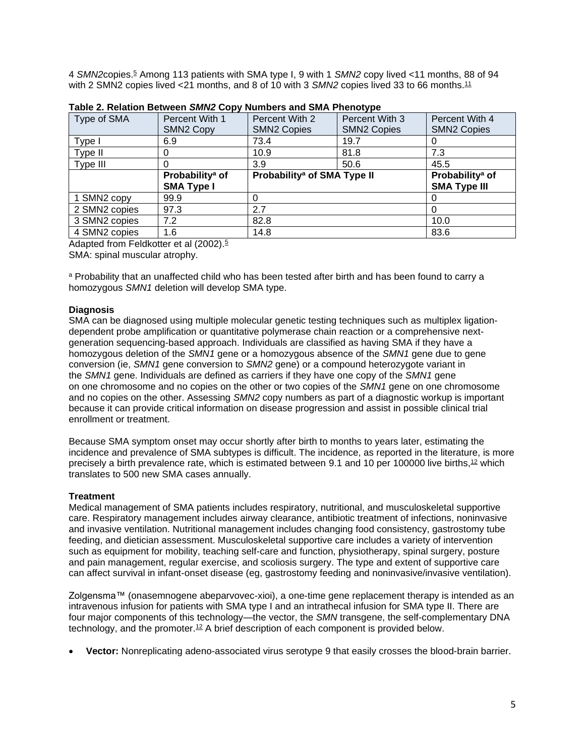4 *SMN2*copies.[5] Among 113 patients with SMA type I, 9 with 1 *SMN2* copy lived <11 months, 88 of 94 with 2 SMN2 copies lived <21 months, and 8 of 10 with 3 *SMN2* copies lived 33 to 66 months.[11]

**Table 2. Relation Between *SMN2* Copy Numbers and SMA Phenotype**

| Type of SMA | Percent With 1 SMN2 Copy | Percent With 2 SMN2 Copies | Percent With 3 SMN2 Copies | Percent With 4 SMN2 Copies |
|---|---|---|---|---|
| Type I | 6.9 | 73.4 | 19.7 | 0 |
| Type II | 0 | 10.9 | 81.8 | 7.3 |
| Type III | 0 | 3.9 | 50.6 | 45.5 |
| | **Probability[a] of SMA Type I** | **Probability[a] of SMA Type II** | | **Probability[a] of SMA Type III** |
| 1 SMN2 copy | 99.9 | 0 | | 0 |
| 2 SMN2 copies | 97.3 | 2.7 | | 0 |
| 3 SMN2 copies | 7.2 | 82.8 | | 10.0 |
| 4 SMN2 copies | 1.6 | 14.8 | | 83.6 |

Adapted from Feldkotter et al (2002).[5]
SMA: spinal muscular atrophy.

[a] Probability that an unaffected child who has been tested after birth and has been found to carry a homozygous *SMN1* deletion will develop SMA type.

### Diagnosis

SMA can be diagnosed using multiple molecular genetic testing techniques such as multiplex ligation-dependent probe amplification or quantitative polymerase chain reaction or a comprehensive next-generation sequencing-based approach. Individuals are classified as having SMA if they have a homozygous deletion of the *SMN1* gene or a homozygous absence of the *SMN1* gene due to gene conversion (ie, *SMN1* gene conversion to *SMN2* gene) or a compound heterozygote variant in the *SMN1* gene. Individuals are defined as carriers if they have one copy of the *SMN1* gene on one chromosome and no copies on the other or two copies of the *SMN1* gene on one chromosome and no copies on the other. Assessing *SMN2* copy numbers as part of a diagnostic workup is important because it can provide critical information on disease progression and assist in possible clinical trial enrollment or treatment.

Because SMA symptom onset may occur shortly after birth to months to years later, estimating the incidence and prevalence of SMA subtypes is difficult. The incidence, as reported in the literature, is more precisely a birth prevalence rate, which is estimated between 9.1 and 10 per 100000 live births,[12] which translates to 500 new SMA cases annually.

### Treatment

Medical management of SMA patients includes respiratory, nutritional, and musculoskeletal supportive care. Respiratory management includes airway clearance, antibiotic treatment of infections, noninvasive and invasive ventilation. Nutritional management includes changing food consistency, gastrostomy tube feeding, and dietician assessment. Musculoskeletal supportive care includes a variety of intervention such as equipment for mobility, teaching self-care and function, physiotherapy, spinal surgery, posture and pain management, regular exercise, and scoliosis surgery. The type and extent of supportive care can affect survival in infant-onset disease (eg, gastrostomy feeding and noninvasive/invasive ventilation).

Zolgensma™ (onasemnogene abeparvovec-xioi), a one-time gene replacement therapy is intended as an intravenous infusion for patients with SMA type I and an intrathecal infusion for SMA type II. There are four major components of this technology—the vector, the *SMN* transgene, the self-complementary DNA technology, and the promoter.[12] A brief description of each component is provided below.

- **Vector:** Nonreplicating adeno-associated virus serotype 9 that easily crosses the blood-brain barrier.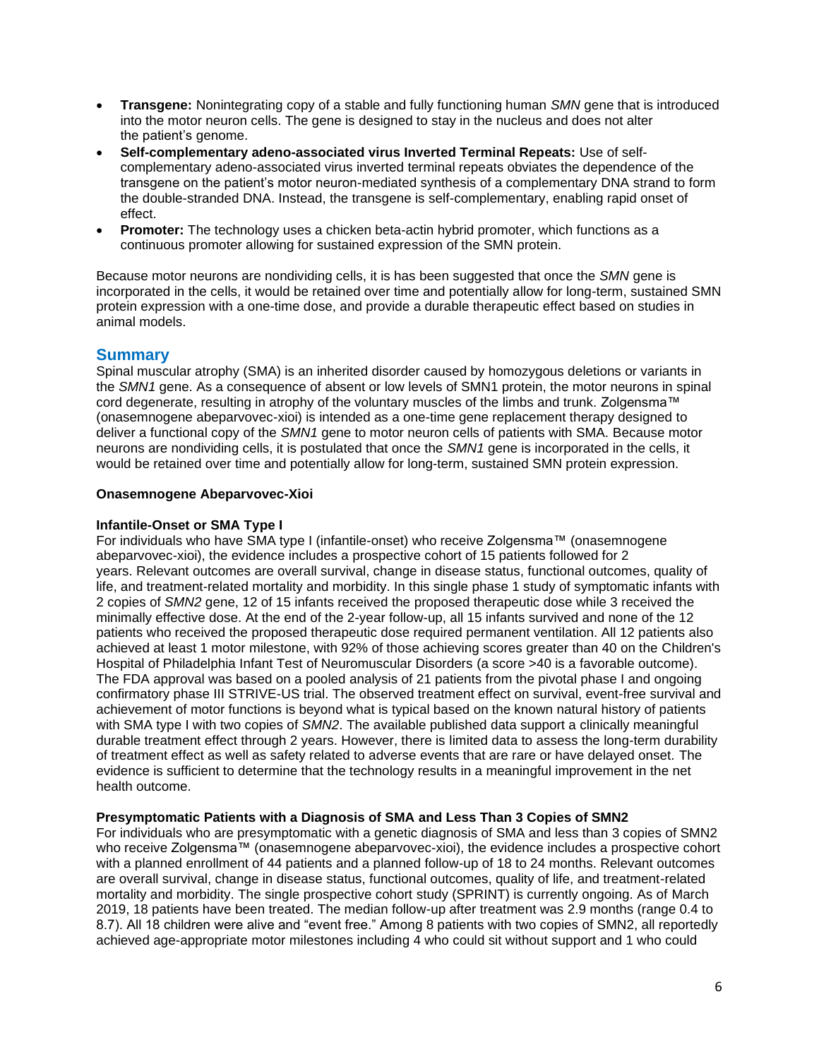- **Transgene:** Nonintegrating copy of a stable and fully functioning human *SMN* gene that is introduced into the motor neuron cells. The gene is designed to stay in the nucleus and does not alter the patient's genome.
- **Self-complementary adeno-associated virus Inverted Terminal Repeats:** Use of self-complementary adeno-associated virus inverted terminal repeats obviates the dependence of the transgene on the patient's motor neuron-mediated synthesis of a complementary DNA strand to form the double-stranded DNA. Instead, the transgene is self-complementary, enabling rapid onset of effect.
- **Promoter:** The technology uses a chicken beta-actin hybrid promoter, which functions as a continuous promoter allowing for sustained expression of the SMN protein.

Because motor neurons are nondividing cells, it is has been suggested that once the *SMN* gene is incorporated in the cells, it would be retained over time and potentially allow for long-term, sustained SMN protein expression with a one-time dose, and provide a durable therapeutic effect based on studies in animal models.

## Summary

Spinal muscular atrophy (SMA) is an inherited disorder caused by homozygous deletions or variants in the *SMN1* gene. As a consequence of absent or low levels of SMN1 protein, the motor neurons in spinal cord degenerate, resulting in atrophy of the voluntary muscles of the limbs and trunk. Zolgensma™ (onasemnogene abeparvovec-xioi) is intended as a one-time gene replacement therapy designed to deliver a functional copy of the *SMN1* gene to motor neuron cells of patients with SMA. Because motor neurons are nondividing cells, it is postulated that once the *SMN1* gene is incorporated in the cells, it would be retained over time and potentially allow for long-term, sustained SMN protein expression.

**Onasemnogene Abeparvovec-Xioi**

**Infantile-Onset or SMA Type I**

For individuals who have SMA type I (infantile-onset) who receive Zolgensma™ (onasemnogene abeparvovec-xioi), the evidence includes a prospective cohort of 15 patients followed for 2 years. Relevant outcomes are overall survival, change in disease status, functional outcomes, quality of life, and treatment-related mortality and morbidity. In this single phase 1 study of symptomatic infants with 2 copies of *SMN2* gene, 12 of 15 infants received the proposed therapeutic dose while 3 received the minimally effective dose. At the end of the 2-year follow-up, all 15 infants survived and none of the 12 patients who received the proposed therapeutic dose required permanent ventilation. All 12 patients also achieved at least 1 motor milestone, with 92% of those achieving scores greater than 40 on the Children's Hospital of Philadelphia Infant Test of Neuromuscular Disorders (a score >40 is a favorable outcome). The FDA approval was based on a pooled analysis of 21 patients from the pivotal phase I and ongoing confirmatory phase III STRIVE-US trial. The observed treatment effect on survival, event-free survival and achievement of motor functions is beyond what is typical based on the known natural history of patients with SMA type I with two copies of *SMN2*. The available published data support a clinically meaningful durable treatment effect through 2 years. However, there is limited data to assess the long-term durability of treatment effect as well as safety related to adverse events that are rare or have delayed onset. The evidence is sufficient to determine that the technology results in a meaningful improvement in the net health outcome.

**Presymptomatic Patients with a Diagnosis of SMA and Less Than 3 Copies of SMN2**

For individuals who are presymptomatic with a genetic diagnosis of SMA and less than 3 copies of SMN2 who receive Zolgensma™ (onasemnogene abeparvovec-xioi), the evidence includes a prospective cohort with a planned enrollment of 44 patients and a planned follow-up of 18 to 24 months. Relevant outcomes are overall survival, change in disease status, functional outcomes, quality of life, and treatment-related mortality and morbidity. The single prospective cohort study (SPRINT) is currently ongoing. As of March 2019, 18 patients have been treated. The median follow-up after treatment was 2.9 months (range 0.4 to 8.7). All 18 children were alive and "event free." Among 8 patients with two copies of SMN2, all reportedly achieved age-appropriate motor milestones including 4 who could sit without support and 1 who could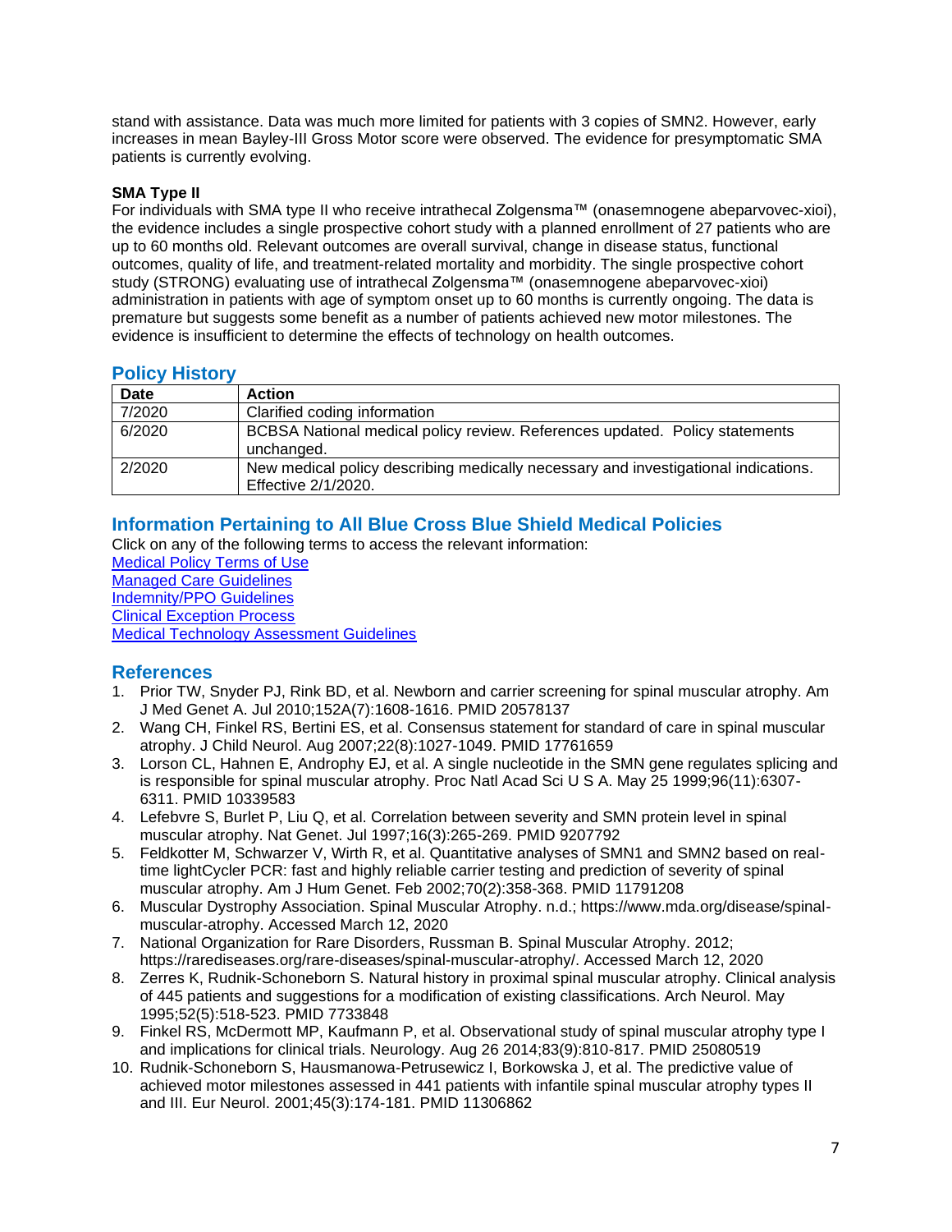stand with assistance. Data was much more limited for patients with 3 copies of SMN2. However, early increases in mean Bayley-III Gross Motor score were observed. The evidence for presymptomatic SMA patients is currently evolving.

**SMA Type II**

For individuals with SMA type II who receive intrathecal Zolgensma™ (onasemnogene abeparvovec-xioi), the evidence includes a single prospective cohort study with a planned enrollment of 27 patients who are up to 60 months old. Relevant outcomes are overall survival, change in disease status, functional outcomes, quality of life, and treatment-related mortality and morbidity. The single prospective cohort study (STRONG) evaluating use of intrathecal Zolgensma™ (onasemnogene abeparvovec-xioi) administration in patients with age of symptom onset up to 60 months is currently ongoing. The data is premature but suggests some benefit as a number of patients achieved new motor milestones. The evidence is insufficient to determine the effects of technology on health outcomes.

## Policy History

| Date | Action |
|---|---|
| 7/2020 | Clarified coding information |
| 6/2020 | BCBSA National medical policy review. References updated. Policy statements unchanged. |
| 2/2020 | New medical policy describing medically necessary and investigational indications. Effective 2/1/2020. |

## Information Pertaining to All Blue Cross Blue Shield Medical Policies

Click on any of the following terms to access the relevant information:

Medical Policy Terms of Use
Managed Care Guidelines
Indemnity/PPO Guidelines
Clinical Exception Process
Medical Technology Assessment Guidelines

## References

1. Prior TW, Snyder PJ, Rink BD, et al. Newborn and carrier screening for spinal muscular atrophy. Am J Med Genet A. Jul 2010;152A(7):1608-1616. PMID 20578137
2. Wang CH, Finkel RS, Bertini ES, et al. Consensus statement for standard of care in spinal muscular atrophy. J Child Neurol. Aug 2007;22(8):1027-1049. PMID 17761659
3. Lorson CL, Hahnen E, Androphy EJ, et al. A single nucleotide in the SMN gene regulates splicing and is responsible for spinal muscular atrophy. Proc Natl Acad Sci U S A. May 25 1999;96(11):6307-6311. PMID 10339583
4. Lefebvre S, Burlet P, Liu Q, et al. Correlation between severity and SMN protein level in spinal muscular atrophy. Nat Genet. Jul 1997;16(3):265-269. PMID 9207792
5. Feldkotter M, Schwarzer V, Wirth R, et al. Quantitative analyses of SMN1 and SMN2 based on real-time lightCycler PCR: fast and highly reliable carrier testing and prediction of severity of spinal muscular atrophy. Am J Hum Genet. Feb 2002;70(2):358-368. PMID 11791208
6. Muscular Dystrophy Association. Spinal Muscular Atrophy. n.d.; https://www.mda.org/disease/spinal-muscular-atrophy. Accessed March 12, 2020
7. National Organization for Rare Disorders, Russman B. Spinal Muscular Atrophy. 2012; https://rarediseases.org/rare-diseases/spinal-muscular-atrophy/. Accessed March 12, 2020
8. Zerres K, Rudnik-Schoneborn S. Natural history in proximal spinal muscular atrophy. Clinical analysis of 445 patients and suggestions for a modification of existing classifications. Arch Neurol. May 1995;52(5):518-523. PMID 7733848
9. Finkel RS, McDermott MP, Kaufmann P, et al. Observational study of spinal muscular atrophy type I and implications for clinical trials. Neurology. Aug 26 2014;83(9):810-817. PMID 25080519
10. Rudnik-Schoneborn S, Hausmanowa-Petrusewicz I, Borkowska J, et al. The predictive value of achieved motor milestones assessed in 441 patients with infantile spinal muscular atrophy types II and III. Eur Neurol. 2001;45(3):174-181. PMID 11306862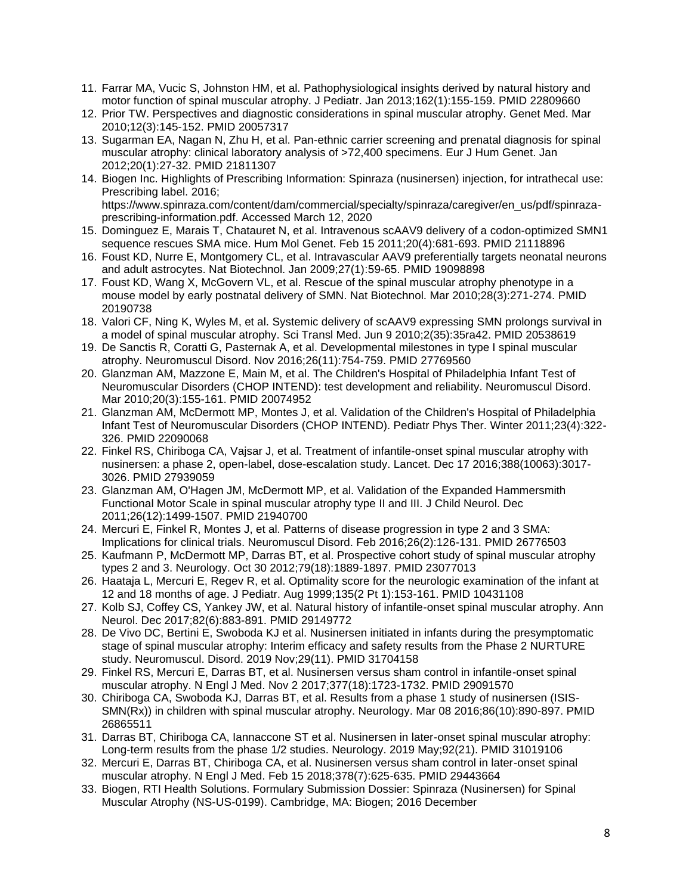11. Farrar MA, Vucic S, Johnston HM, et al. Pathophysiological insights derived by natural history and motor function of spinal muscular atrophy. J Pediatr. Jan 2013;162(1):155-159. PMID 22809660
12. Prior TW. Perspectives and diagnostic considerations in spinal muscular atrophy. Genet Med. Mar 2010;12(3):145-152. PMID 20057317
13. Sugarman EA, Nagan N, Zhu H, et al. Pan-ethnic carrier screening and prenatal diagnosis for spinal muscular atrophy: clinical laboratory analysis of >72,400 specimens. Eur J Hum Genet. Jan 2012;20(1):27-32. PMID 21811307
14. Biogen Inc. Highlights of Prescribing Information: Spinraza (nusinersen) injection, for intrathecal use: Prescribing label. 2016; https://www.spinraza.com/content/dam/commercial/specialty/spinraza/caregiver/en_us/pdf/spinraza-prescribing-information.pdf. Accessed March 12, 2020
15. Dominguez E, Marais T, Chatauret N, et al. Intravenous scAAV9 delivery of a codon-optimized SMN1 sequence rescues SMA mice. Hum Mol Genet. Feb 15 2011;20(4):681-693. PMID 21118896
16. Foust KD, Nurre E, Montgomery CL, et al. Intravascular AAV9 preferentially targets neonatal neurons and adult astrocytes. Nat Biotechnol. Jan 2009;27(1):59-65. PMID 19098898
17. Foust KD, Wang X, McGovern VL, et al. Rescue of the spinal muscular atrophy phenotype in a mouse model by early postnatal delivery of SMN. Nat Biotechnol. Mar 2010;28(3):271-274. PMID 20190738
18. Valori CF, Ning K, Wyles M, et al. Systemic delivery of scAAV9 expressing SMN prolongs survival in a model of spinal muscular atrophy. Sci Transl Med. Jun 9 2010;2(35):35ra42. PMID 20538619
19. De Sanctis R, Coratti G, Pasternak A, et al. Developmental milestones in type I spinal muscular atrophy. Neuromuscul Disord. Nov 2016;26(11):754-759. PMID 27769560
20. Glanzman AM, Mazzone E, Main M, et al. The Children's Hospital of Philadelphia Infant Test of Neuromuscular Disorders (CHOP INTEND): test development and reliability. Neuromuscul Disord. Mar 2010;20(3):155-161. PMID 20074952
21. Glanzman AM, McDermott MP, Montes J, et al. Validation of the Children's Hospital of Philadelphia Infant Test of Neuromuscular Disorders (CHOP INTEND). Pediatr Phys Ther. Winter 2011;23(4):322-326. PMID 22090068
22. Finkel RS, Chiriboga CA, Vajsar J, et al. Treatment of infantile-onset spinal muscular atrophy with nusinersen: a phase 2, open-label, dose-escalation study. Lancet. Dec 17 2016;388(10063):3017-3026. PMID 27939059
23. Glanzman AM, O'Hagen JM, McDermott MP, et al. Validation of the Expanded Hammersmith Functional Motor Scale in spinal muscular atrophy type II and III. J Child Neurol. Dec 2011;26(12):1499-1507. PMID 21940700
24. Mercuri E, Finkel R, Montes J, et al. Patterns of disease progression in type 2 and 3 SMA: Implications for clinical trials. Neuromuscul Disord. Feb 2016;26(2):126-131. PMID 26776503
25. Kaufmann P, McDermott MP, Darras BT, et al. Prospective cohort study of spinal muscular atrophy types 2 and 3. Neurology. Oct 30 2012;79(18):1889-1897. PMID 23077013
26. Haataja L, Mercuri E, Regev R, et al. Optimality score for the neurologic examination of the infant at 12 and 18 months of age. J Pediatr. Aug 1999;135(2 Pt 1):153-161. PMID 10431108
27. Kolb SJ, Coffey CS, Yankey JW, et al. Natural history of infantile-onset spinal muscular atrophy. Ann Neurol. Dec 2017;82(6):883-891. PMID 29149772
28. De Vivo DC, Bertini E, Swoboda KJ et al. Nusinersen initiated in infants during the presymptomatic stage of spinal muscular atrophy: Interim efficacy and safety results from the Phase 2 NURTURE study. Neuromuscul. Disord. 2019 Nov;29(11). PMID 31704158
29. Finkel RS, Mercuri E, Darras BT, et al. Nusinersen versus sham control in infantile-onset spinal muscular atrophy. N Engl J Med. Nov 2 2017;377(18):1723-1732. PMID 29091570
30. Chiriboga CA, Swoboda KJ, Darras BT, et al. Results from a phase 1 study of nusinersen (ISIS-SMN(Rx)) in children with spinal muscular atrophy. Neurology. Mar 08 2016;86(10):890-897. PMID 26865511
31. Darras BT, Chiriboga CA, Iannaccone ST et al. Nusinersen in later-onset spinal muscular atrophy: Long-term results from the phase 1/2 studies. Neurology. 2019 May;92(21). PMID 31019106
32. Mercuri E, Darras BT, Chiriboga CA, et al. Nusinersen versus sham control in later-onset spinal muscular atrophy. N Engl J Med. Feb 15 2018;378(7):625-635. PMID 29443664
33. Biogen, RTI Health Solutions. Formulary Submission Dossier: Spinraza (Nusinersen) for Spinal Muscular Atrophy (NS-US-0199). Cambridge, MA: Biogen; 2016 December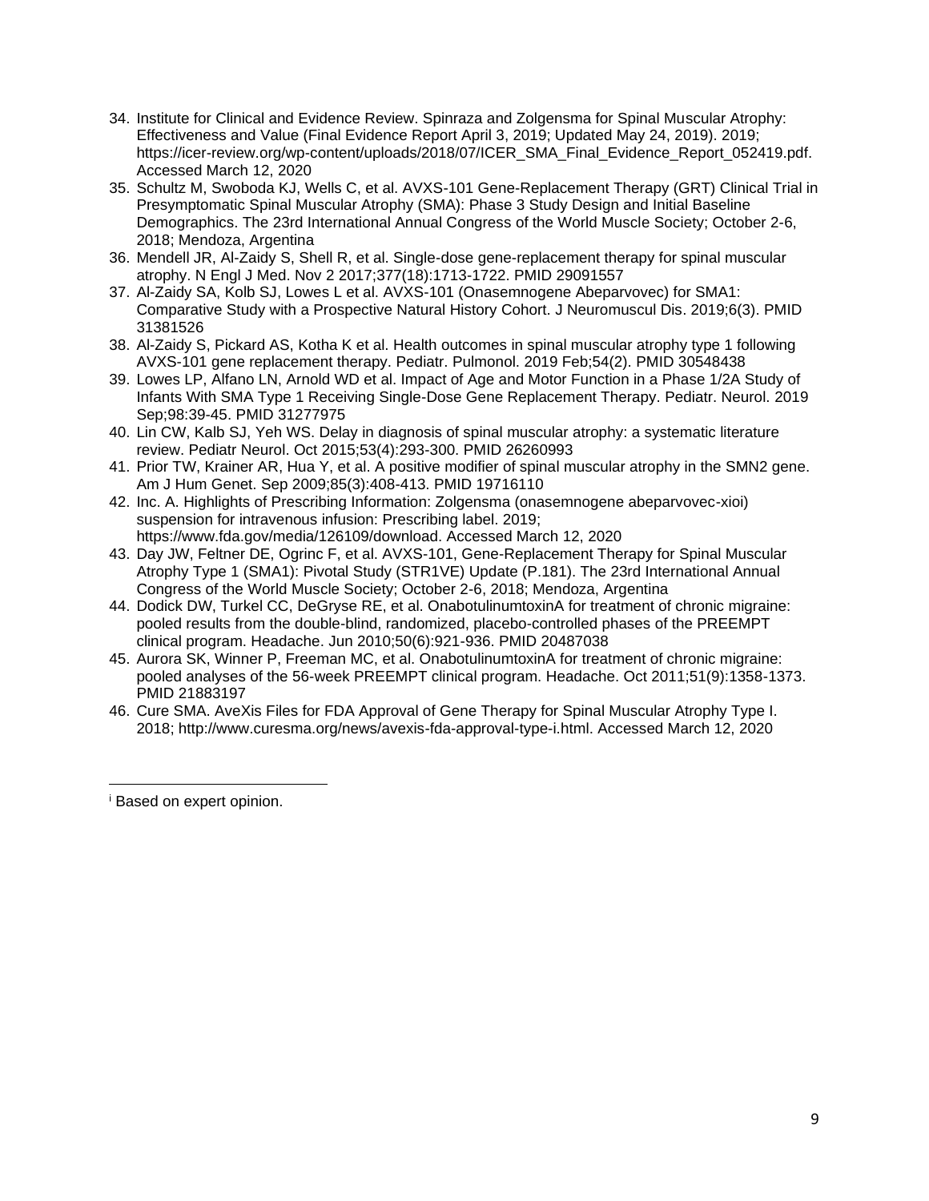34. Institute for Clinical and Evidence Review. Spinraza and Zolgensma for Spinal Muscular Atrophy: Effectiveness and Value (Final Evidence Report April 3, 2019; Updated May 24, 2019). 2019; https://icer-review.org/wp-content/uploads/2018/07/ICER_SMA_Final_Evidence_Report_052419.pdf. Accessed March 12, 2020
35. Schultz M, Swoboda KJ, Wells C, et al. AVXS-101 Gene-Replacement Therapy (GRT) Clinical Trial in Presymptomatic Spinal Muscular Atrophy (SMA): Phase 3 Study Design and Initial Baseline Demographics. The 23rd International Annual Congress of the World Muscle Society; October 2-6, 2018; Mendoza, Argentina
36. Mendell JR, Al-Zaidy S, Shell R, et al. Single-dose gene-replacement therapy for spinal muscular atrophy. N Engl J Med. Nov 2 2017;377(18):1713-1722. PMID 29091557
37. Al-Zaidy SA, Kolb SJ, Lowes L et al. AVXS-101 (Onasemnogene Abeparvovec) for SMA1: Comparative Study with a Prospective Natural History Cohort. J Neuromuscul Dis. 2019;6(3). PMID 31381526
38. Al-Zaidy S, Pickard AS, Kotha K et al. Health outcomes in spinal muscular atrophy type 1 following AVXS-101 gene replacement therapy. Pediatr. Pulmonol. 2019 Feb;54(2). PMID 30548438
39. Lowes LP, Alfano LN, Arnold WD et al. Impact of Age and Motor Function in a Phase 1/2A Study of Infants With SMA Type 1 Receiving Single-Dose Gene Replacement Therapy. Pediatr. Neurol. 2019 Sep;98:39-45. PMID 31277975
40. Lin CW, Kalb SJ, Yeh WS. Delay in diagnosis of spinal muscular atrophy: a systematic literature review. Pediatr Neurol. Oct 2015;53(4):293-300. PMID 26260993
41. Prior TW, Krainer AR, Hua Y, et al. A positive modifier of spinal muscular atrophy in the SMN2 gene. Am J Hum Genet. Sep 2009;85(3):408-413. PMID 19716110
42. Inc. A. Highlights of Prescribing Information: Zolgensma (onasemnogene abeparvovec-xioi) suspension for intravenous infusion: Prescribing label. 2019; https://www.fda.gov/media/126109/download. Accessed March 12, 2020
43. Day JW, Feltner DE, Ogrinc F, et al. AVXS-101, Gene-Replacement Therapy for Spinal Muscular Atrophy Type 1 (SMA1): Pivotal Study (STR1VE) Update (P.181). The 23rd International Annual Congress of the World Muscle Society; October 2-6, 2018; Mendoza, Argentina
44. Dodick DW, Turkel CC, DeGryse RE, et al. OnabotulinumtoxinA for treatment of chronic migraine: pooled results from the double-blind, randomized, placebo-controlled phases of the PREEMPT clinical program. Headache. Jun 2010;50(6):921-936. PMID 20487038
45. Aurora SK, Winner P, Freeman MC, et al. OnabotulinumtoxinA for treatment of chronic migraine: pooled analyses of the 56-week PREEMPT clinical program. Headache. Oct 2011;51(9):1358-1373. PMID 21883197
46. Cure SMA. AveXis Files for FDA Approval of Gene Therapy for Spinal Muscular Atrophy Type I. 2018; http://www.curesma.org/news/avexis-fda-approval-type-i.html. Accessed March 12, 2020

---

[i] Based on expert opinion.